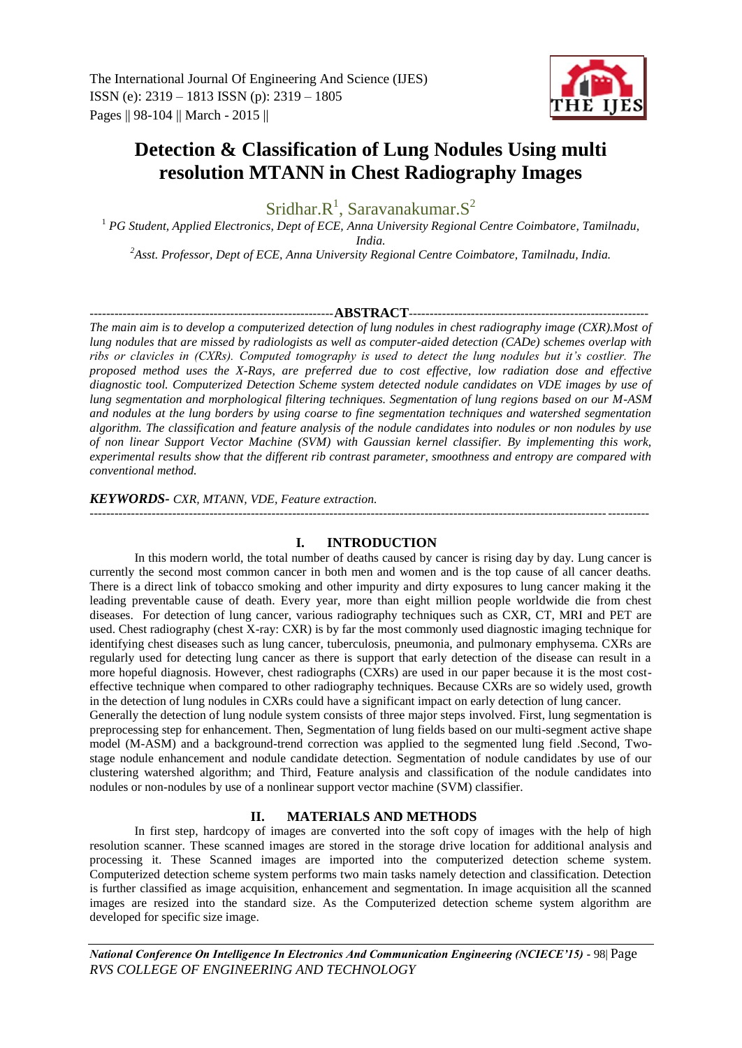# Detection & Classification of Lung Nodules Using multi resolution MTANN in Chest Radiography Images

Sridhar.R[1], Saravanakumar.S[2]

[1] *PG Student, Applied Electronics, Dept of ECE, Anna University Regional Centre Coimbatore, Tamilnadu, India.*

[2] *Asst. Professor, Dept of ECE, Anna University Regional Centre Coimbatore, Tamilnadu, India.*

## ABSTRACT

*The main aim is to develop a computerized detection of lung nodules in chest radiography image (CXR).Most of lung nodules that are missed by radiologists as well as computer-aided detection (CADe) schemes overlap with ribs or clavicles in (CXRs). Computed tomography is used to detect the lung nodules but it's costlier. The proposed method uses the X-Rays, are preferred due to cost effective, low radiation dose and effective diagnostic tool. Computerized Detection Scheme system detected nodule candidates on VDE images by use of lung segmentation and morphological filtering techniques. Segmentation of lung regions based on our M-ASM and nodules at the lung borders by using coarse to fine segmentation techniques and watershed segmentation algorithm. The classification and feature analysis of the nodule candidates into nodules or non nodules by use of non linear Support Vector Machine (SVM) with Gaussian kernel classifier. By implementing this work, experimental results show that the different rib contrast parameter, smoothness and entropy are compared with conventional method.*

***KEYWORDS-*** *CXR, MTANN, VDE, Feature extraction.*

## I. INTRODUCTION

In this modern world, the total number of deaths caused by cancer is rising day by day. Lung cancer is currently the second most common cancer in both men and women and is the top cause of all cancer deaths. There is a direct link of tobacco smoking and other impurity and dirty exposures to lung cancer making it the leading preventable cause of death. Every year, more than eight million people worldwide die from chest diseases. For detection of lung cancer, various radiography techniques such as CXR, CT, MRI and PET are used. Chest radiography (chest X-ray: CXR) is by far the most commonly used diagnostic imaging technique for identifying chest diseases such as lung cancer, tuberculosis, pneumonia, and pulmonary emphysema. CXRs are regularly used for detecting lung cancer as there is support that early detection of the disease can result in a more hopeful diagnosis. However, chest radiographs (CXRs) are used in our paper because it is the most cost-effective technique when compared to other radiography techniques. Because CXRs are so widely used, growth in the detection of lung nodules in CXRs could have a significant impact on early detection of lung cancer.

Generally the detection of lung nodule system consists of three major steps involved. First, lung segmentation is preprocessing step for enhancement. Then, Segmentation of lung fields based on our multi-segment active shape model (M-ASM) and a background-trend correction was applied to the segmented lung field .Second, Two-stage nodule enhancement and nodule candidate detection. Segmentation of nodule candidates by use of our clustering watershed algorithm; and Third, Feature analysis and classification of the nodule candidates into nodules or non-nodules by use of a nonlinear support vector machine (SVM) classifier.

## II. MATERIALS AND METHODS

In first step, hardcopy of images are converted into the soft copy of images with the help of high resolution scanner. These scanned images are stored in the storage drive location for additional analysis and processing it. These Scanned images are imported into the computerized detection scheme system. Computerized detection scheme system performs two main tasks namely detection and classification. Detection is further classified as image acquisition, enhancement and segmentation. In image acquisition all the scanned images are resized into the standard size. As the Computerized detection scheme system algorithm are developed for specific size image.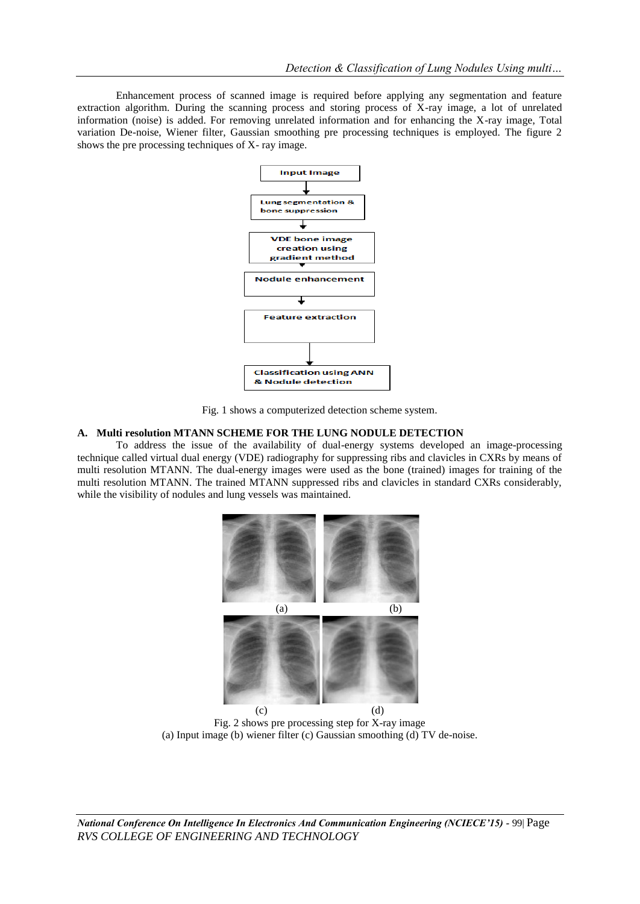Enhancement process of scanned image is required before applying any segmentation and feature extraction algorithm. During the scanning process and storing process of X-ray image, a lot of unrelated information (noise) is added. For removing unrelated information and for enhancing the X-ray image, Total variation De-noise, Wiener filter, Gaussian smoothing pre processing techniques is employed. The figure 2 shows the pre processing techniques of X- ray image.

Input Image

Lung segmentation & bone suppression

VDE bone image creation using gradient method

Nodule enhancement

Feature extraction

Classification using ANN & Nodule detection

Fig. 1 shows a computerized detection scheme system.

### A. Multi resolution MTANN SCHEME FOR THE LUNG NODULE DETECTION

To address the issue of the availability of dual-energy systems developed an image-processing technique called virtual dual energy (VDE) radiography for suppressing ribs and clavicles in CXRs by means of multi resolution MTANN. The dual-energy images were used as the bone (trained) images for training of the multi resolution MTANN. The trained MTANN suppressed ribs and clavicles in standard CXRs considerably, while the visibility of nodules and lung vessels was maintained.

(a) (b)

(c) (d)

Fig. 2 shows pre processing step for X-ray image
(a) Input image (b) wiener filter (c) Gaussian smoothing (d) TV de-noise.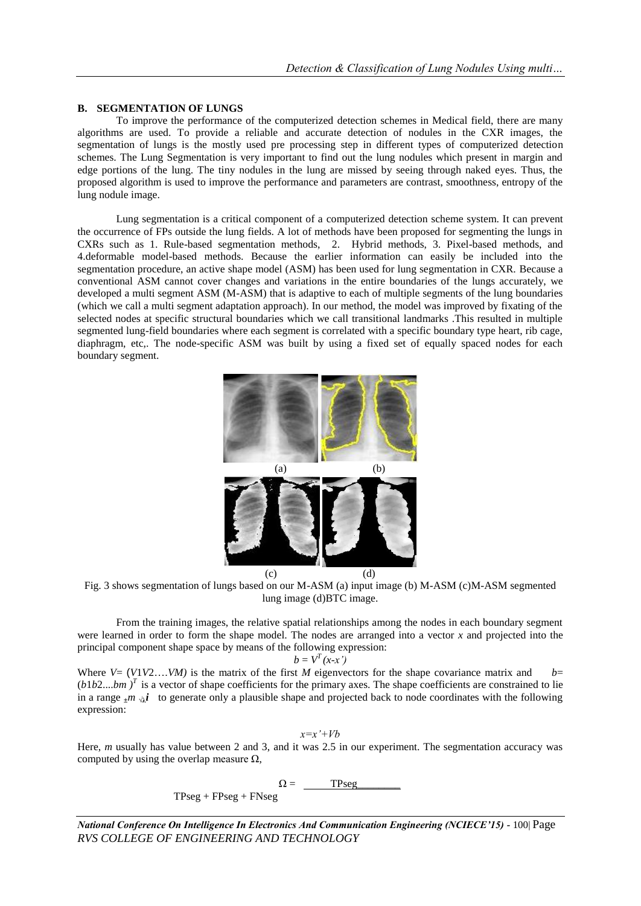### B. SEGMENTATION OF LUNGS

To improve the performance of the computerized detection schemes in Medical field, there are many algorithms are used. To provide a reliable and accurate detection of nodules in the CXR images, the segmentation of lungs is the mostly used pre processing step in different types of computerized detection schemes. The Lung Segmentation is very important to find out the lung nodules which present in margin and edge portions of the lung. The tiny nodules in the lung are missed by seeing through naked eyes. Thus, the proposed algorithm is used to improve the performance and parameters are contrast, smoothness, entropy of the lung nodule image.

Lung segmentation is a critical component of a computerized detection scheme system. It can prevent the occurrence of FPs outside the lung fields. A lot of methods have been proposed for segmenting the lungs in CXRs such as 1. Rule-based segmentation methods, 2. Hybrid methods, 3. Pixel-based methods, and 4.deformable model-based methods. Because the earlier information can easily be included into the segmentation procedure, an active shape model (ASM) has been used for lung segmentation in CXR. Because a conventional ASM cannot cover changes and variations in the entire boundaries of the lungs accurately, we developed a multi segment ASM (M-ASM) that is adaptive to each of multiple segments of the lung boundaries (which we call a multi segment adaptation approach). In our method, the model was improved by fixating of the selected nodes at specific structural boundaries which we call transitional landmarks .This resulted in multiple segmented lung-field boundaries where each segment is correlated with a specific boundary type heart, rib cage, diaphragm, etc,. The node-specific ASM was built by using a fixed set of equally spaced nodes for each boundary segment.

(a) (b)

(c) (d)

Fig. 3 shows segmentation of lungs based on our M-ASM (a) input image (b) M-ASM (c)M-ASM segmented lung image (d)BTC image.

From the training images, the relative spatial relationships among the nodes in each boundary segment were learned in order to form the shape model. The nodes are arranged into a vector *x* and projected into the principal component shape space by means of the following expression:

$$b = V^T(x-x')$$

Where $V = (V1V2\ldots.VM)$ is the matrix of the first *M* eigenvectors for the shape covariance matrix and $b = (b1b2\ldots.bm)^T$ is a vector of shape coefficients for the primary axes. The shape coefficients are constrained to lie in a range $\pm m\sqrt{\lambda_i}$ to generate only a plausible shape and projected back to node coordinates with the following expression:

$$x = x' + Vb$$

Here, *m* usually has value between 2 and 3, and it was 2.5 in our experiment. The segmentation accuracy was computed by using the overlap measure Ω,

$$\Omega = \frac{TPseg}{TPseg + FPseg + FNseg}$$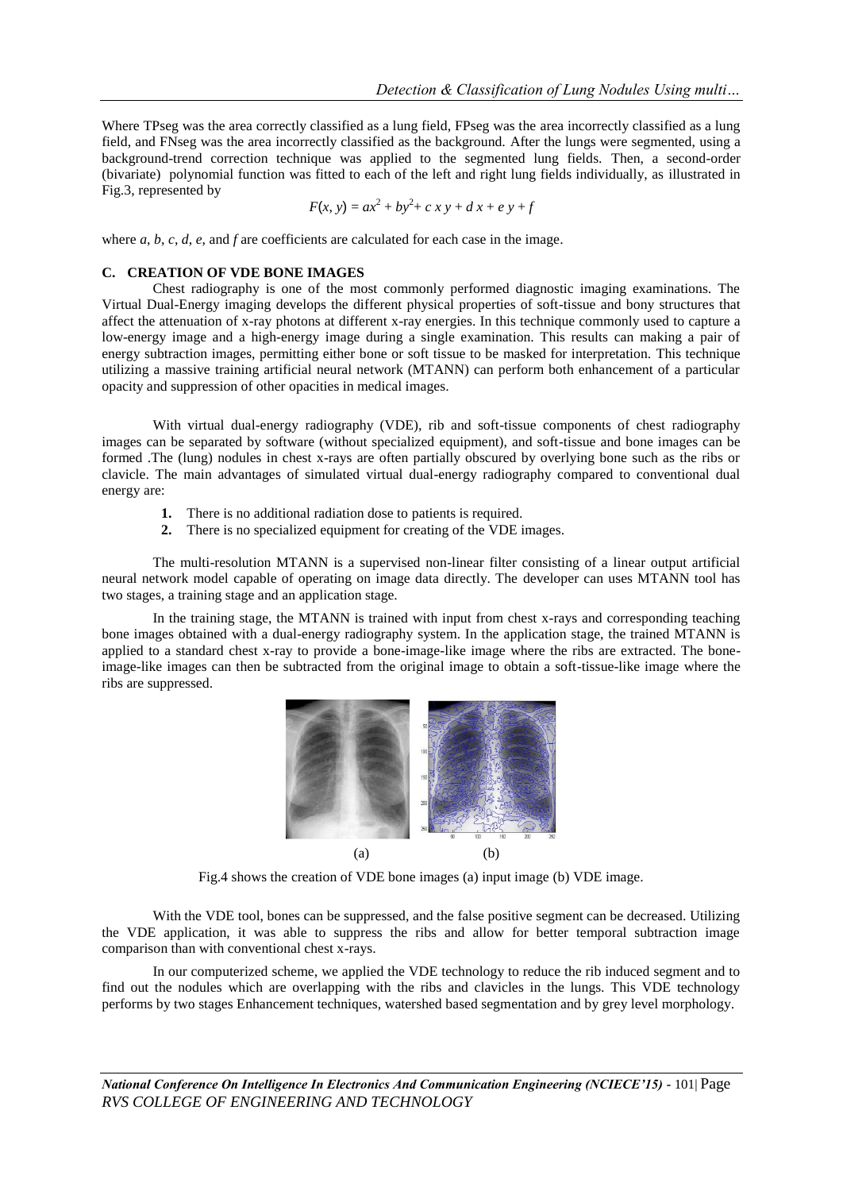Where TPseg was the area correctly classified as a lung field, FPseg was the area incorrectly classified as a lung field, and FNseg was the area incorrectly classified as the background. After the lungs were segmented, using a background-trend correction technique was applied to the segmented lung fields. Then, a second-order (bivariate) polynomial function was fitted to each of the left and right lung fields individually, as illustrated in Fig.3, represented by

$$F(x, y) = ax^2 + by^2 + c\,x\,y + d\,x + e\,y + f$$

where $a$, $b$, $c$, $d$, $e$, and $f$ are coefficients are calculated for each case in the image.

### C. CREATION OF VDE BONE IMAGES

Chest radiography is one of the most commonly performed diagnostic imaging examinations. The Virtual Dual-Energy imaging develops the different physical properties of soft-tissue and bony structures that affect the attenuation of x-ray photons at different x-ray energies. In this technique commonly used to capture a low-energy image and a high-energy image during a single examination. This results can making a pair of energy subtraction images, permitting either bone or soft tissue to be masked for interpretation. This technique utilizing a massive training artificial neural network (MTANN) can perform both enhancement of a particular opacity and suppression of other opacities in medical images.

With virtual dual-energy radiography (VDE), rib and soft-tissue components of chest radiography images can be separated by software (without specialized equipment), and soft-tissue and bone images can be formed .The (lung) nodules in chest x-rays are often partially obscured by overlying bone such as the ribs or clavicle. The main advantages of simulated virtual dual-energy radiography compared to conventional dual energy are:

1. There is no additional radiation dose to patients is required.
2. There is no specialized equipment for creating of the VDE images.

The multi-resolution MTANN is a supervised non-linear filter consisting of a linear output artificial neural network model capable of operating on image data directly. The developer can uses MTANN tool has two stages, a training stage and an application stage.

In the training stage, the MTANN is trained with input from chest x-rays and corresponding teaching bone images obtained with a dual-energy radiography system. In the application stage, the trained MTANN is applied to a standard chest x-ray to provide a bone-image-like image where the ribs are extracted. The bone-image-like images can then be subtracted from the original image to obtain a soft-tissue-like image where the ribs are suppressed.

(a) (b)

Fig.4 shows the creation of VDE bone images (a) input image (b) VDE image.

With the VDE tool, bones can be suppressed, and the false positive segment can be decreased. Utilizing the VDE application, it was able to suppress the ribs and allow for better temporal subtraction image comparison than with conventional chest x-rays.

In our computerized scheme, we applied the VDE technology to reduce the rib induced segment and to find out the nodules which are overlapping with the ribs and clavicles in the lungs. This VDE technology performs by two stages Enhancement techniques, watershed based segmentation and by grey level morphology.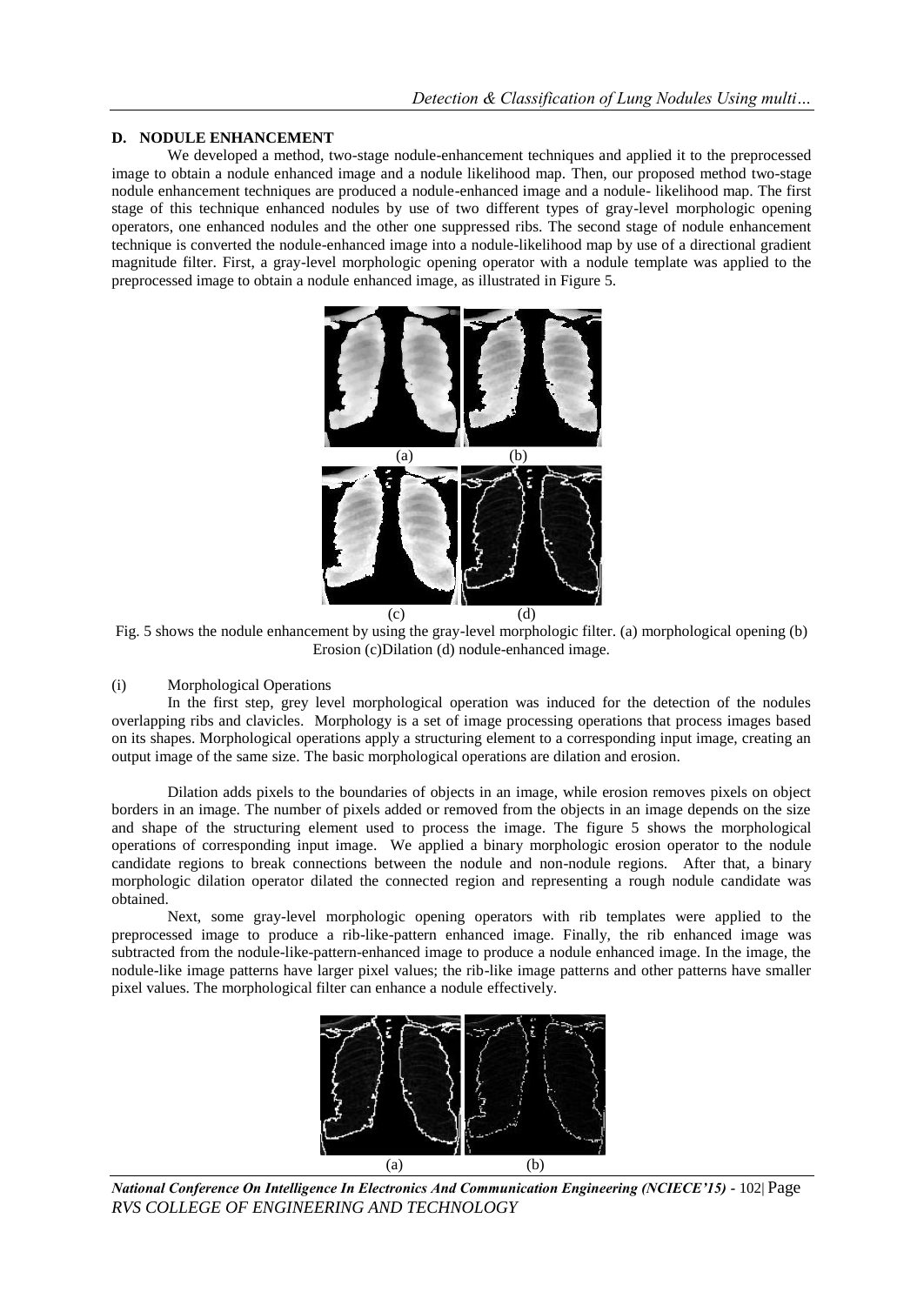### D. NODULE ENHANCEMENT

We developed a method, two-stage nodule-enhancement techniques and applied it to the preprocessed image to obtain a nodule enhanced image and a nodule likelihood map. Then, our proposed method two-stage nodule enhancement techniques are produced a nodule-enhanced image and a nodule- likelihood map. The first stage of this technique enhanced nodules by use of two different types of gray-level morphologic opening operators, one enhanced nodules and the other one suppressed ribs. The second stage of nodule enhancement technique is converted the nodule-enhanced image into a nodule-likelihood map by use of a directional gradient magnitude filter. First, a gray-level morphologic opening operator with a nodule template was applied to the preprocessed image to obtain a nodule enhanced image, as illustrated in Figure 5.

(a) (b)

(c) (d)

Fig. 5 shows the nodule enhancement by using the gray-level morphologic filter. (a) morphological opening (b) Erosion (c)Dilation (d) nodule-enhanced image.

(i) Morphological Operations

In the first step, grey level morphological operation was induced for the detection of the nodules overlapping ribs and clavicles. Morphology is a set of image processing operations that process images based on its shapes. Morphological operations apply a structuring element to a corresponding input image, creating an output image of the same size. The basic morphological operations are dilation and erosion.

Dilation adds pixels to the boundaries of objects in an image, while erosion removes pixels on object borders in an image. The number of pixels added or removed from the objects in an image depends on the size and shape of the structuring element used to process the image. The figure 5 shows the morphological operations of corresponding input image. We applied a binary morphologic erosion operator to the nodule candidate regions to break connections between the nodule and non-nodule regions. After that, a binary morphologic dilation operator dilated the connected region and representing a rough nodule candidate was obtained.

Next, some gray-level morphologic opening operators with rib templates were applied to the preprocessed image to produce a rib-like-pattern enhanced image. Finally, the rib enhanced image was subtracted from the nodule-like-pattern-enhanced image to produce a nodule enhanced image. In the image, the nodule-like image patterns have larger pixel values; the rib-like image patterns and other patterns have smaller pixel values. The morphological filter can enhance a nodule effectively.

(a) (b)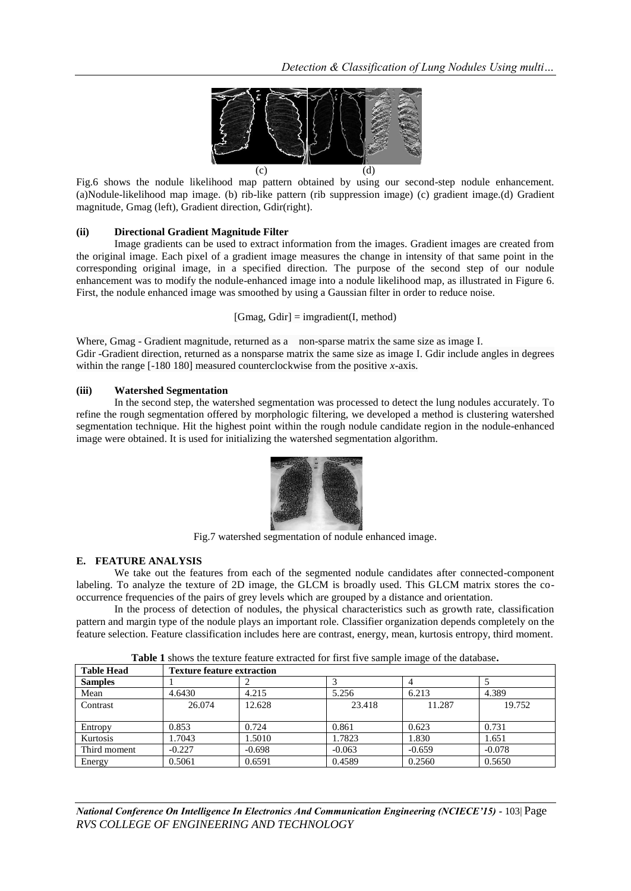(c) (d)

Fig.6 shows the nodule likelihood map pattern obtained by using our second-step nodule enhancement. (a)Nodule-likelihood map image. (b) rib-like pattern (rib suppression image) (c) gradient image.(d) Gradient magnitude, Gmag (left), Gradient direction, Gdir(right).

### (ii) Directional Gradient Magnitude Filter

Image gradients can be used to extract information from the images. Gradient images are created from the original image. Each pixel of a gradient image measures the change in intensity of that same point in the corresponding original image, in a specified direction. The purpose of the second step of our nodule enhancement was to modify the nodule-enhanced image into a nodule likelihood map, as illustrated in Figure 6. First, the nodule enhanced image was smoothed by using a Gaussian filter in order to reduce noise.

[Gmag, Gdir] = imgradient(I, method)

Where, Gmag - Gradient magnitude, returned as a non-sparse matrix the same size as image I.
Gdir -Gradient direction, returned as a nonsparse matrix the same size as image I. Gdir include angles in degrees within the range [-180 180] measured counterclockwise from the positive *x*-axis.

### (iii) Watershed Segmentation

In the second step, the watershed segmentation was processed to detect the lung nodules accurately. To refine the rough segmentation offered by morphologic filtering, we developed a method is clustering watershed segmentation technique. Hit the highest point within the rough nodule candidate region in the nodule-enhanced image were obtained. It is used for initializing the watershed segmentation algorithm.

Fig.7 watershed segmentation of nodule enhanced image.

## E. FEATURE ANALYSIS

We take out the features from each of the segmented nodule candidates after connected-component labeling. To analyze the texture of 2D image, the GLCM is broadly used. This GLCM matrix stores the co-occurrence frequencies of the pairs of grey levels which are grouped by a distance and orientation.

In the process of detection of nodules, the physical characteristics such as growth rate, classification pattern and margin type of the nodule plays an important role. Classifier organization depends completely on the feature selection. Feature classification includes here are contrast, energy, mean, kurtosis entropy, third moment.

**Table 1** shows the texture feature extracted for first five sample image of the database**.**

| Table Head | Texture feature extraction | | | | |
|---|---|---|---|---|---|
| Samples | 1 | 2 | 3 | 4 | 5 |
| Mean | 4.6430 | 4.215 | 5.256 | 6.213 | 4.389 |
| Contrast | 26.074 | 12.628 | 23.418 | 11.287 | 19.752 |
| Entropy | 0.853 | 0.724 | 0.861 | 0.623 | 0.731 |
| Kurtosis | 1.7043 | 1.5010 | 1.7823 | 1.830 | 1.651 |
| Third moment | -0.227 | -0.698 | -0.063 | -0.659 | -0.078 |
| Energy | 0.5061 | 0.6591 | 0.4589 | 0.2560 | 0.5650 |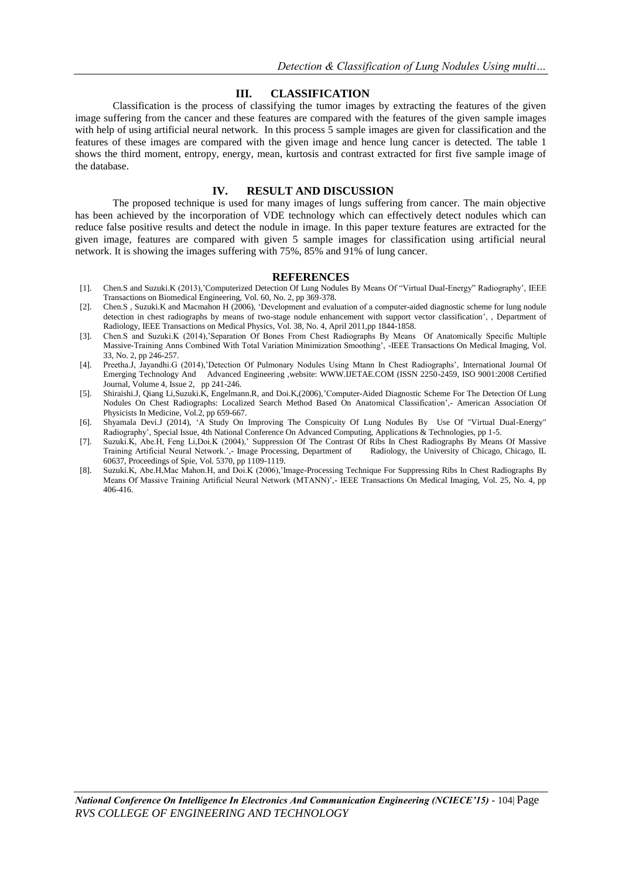## III. CLASSIFICATION

Classification is the process of classifying the tumor images by extracting the features of the given image suffering from the cancer and these features are compared with the features of the given sample images with help of using artificial neural network. In this process 5 sample images are given for classification and the features of these images are compared with the given image and hence lung cancer is detected. The table 1 shows the third moment, entropy, energy, mean, kurtosis and contrast extracted for first five sample image of the database.

## IV. RESULT AND DISCUSSION

The proposed technique is used for many images of lungs suffering from cancer. The main objective has been achieved by the incorporation of VDE technology which can effectively detect nodules which can reduce false positive results and detect the nodule in image. In this paper texture features are extracted for the given image, features are compared with given 5 sample images for classification using artificial neural network. It is showing the images suffering with 75%, 85% and 91% of lung cancer.

## REFERENCES

[1]. Chen.S and Suzuki.K (2013),'Computerized Detection Of Lung Nodules By Means Of "Virtual Dual-Energy" Radiography', IEEE Transactions on Biomedical Engineering, Vol. 60, No. 2, pp 369-378.

[2]. Chen.S , Suzuki.K and Macmahon H (2006), 'Development and evaluation of a computer-aided diagnostic scheme for lung nodule detection in chest radiographs by means of two-stage nodule enhancement with support vector classification', , Department of Radiology, IEEE Transactions on Medical Physics, Vol. 38, No. 4, April 2011,pp 1844-1858.

[3]. Chen.S and Suzuki.K (2014),'Separation Of Bones From Chest Radiographs By Means Of Anatomically Specific Multiple Massive-Training Anns Combined With Total Variation Minimization Smoothing', -IEEE Transactions On Medical Imaging, Vol. 33, No. 2, pp 246-257.

[4]. Preetha.J, Jayandhi.G (2014),'Detection Of Pulmonary Nodules Using Mtann In Chest Radiographs', International Journal Of Emerging Technology And Advanced Engineering ,website: WWW.IJETAE.COM (ISSN 2250-2459, ISO 9001:2008 Certified Journal, Volume 4, Issue 2, pp 241-246.

[5]. Shiraishi.J, Qiang Li,Suzuki.K, Engelmann.R, and Doi.K,(2006),'Computer-Aided Diagnostic Scheme For The Detection Of Lung Nodules On Chest Radiographs: Localized Search Method Based On Anatomical Classification',- American Association Of Physicists In Medicine, Vol.2, pp 659-667.

[6]. Shyamala Devi.J (2014), 'A Study On Improving The Conspicuity Of Lung Nodules By Use Of "Virtual Dual-Energy" Radiography', Special Issue, 4th National Conference On Advanced Computing, Applications & Technologies, pp 1-5.

[7]. Suzuki.K, Abe.H, Feng Li,Doi.K (2004),' Suppression Of The Contrast Of Ribs In Chest Radiographs By Means Of Massive Training Artificial Neural Network.',- Image Processing, Department of Radiology, the University of Chicago, Chicago, IL 60637, Proceedings of Spie, Vol. 5370, pp 1109-1119.

[8]. Suzuki.K, Abe.H,Mac Mahon.H, and Doi.K (2006),'Image-Processing Technique For Suppressing Ribs In Chest Radiographs By Means Of Massive Training Artificial Neural Network (MTANN)',- IEEE Transactions On Medical Imaging, Vol. 25, No. 4, pp 406-416.